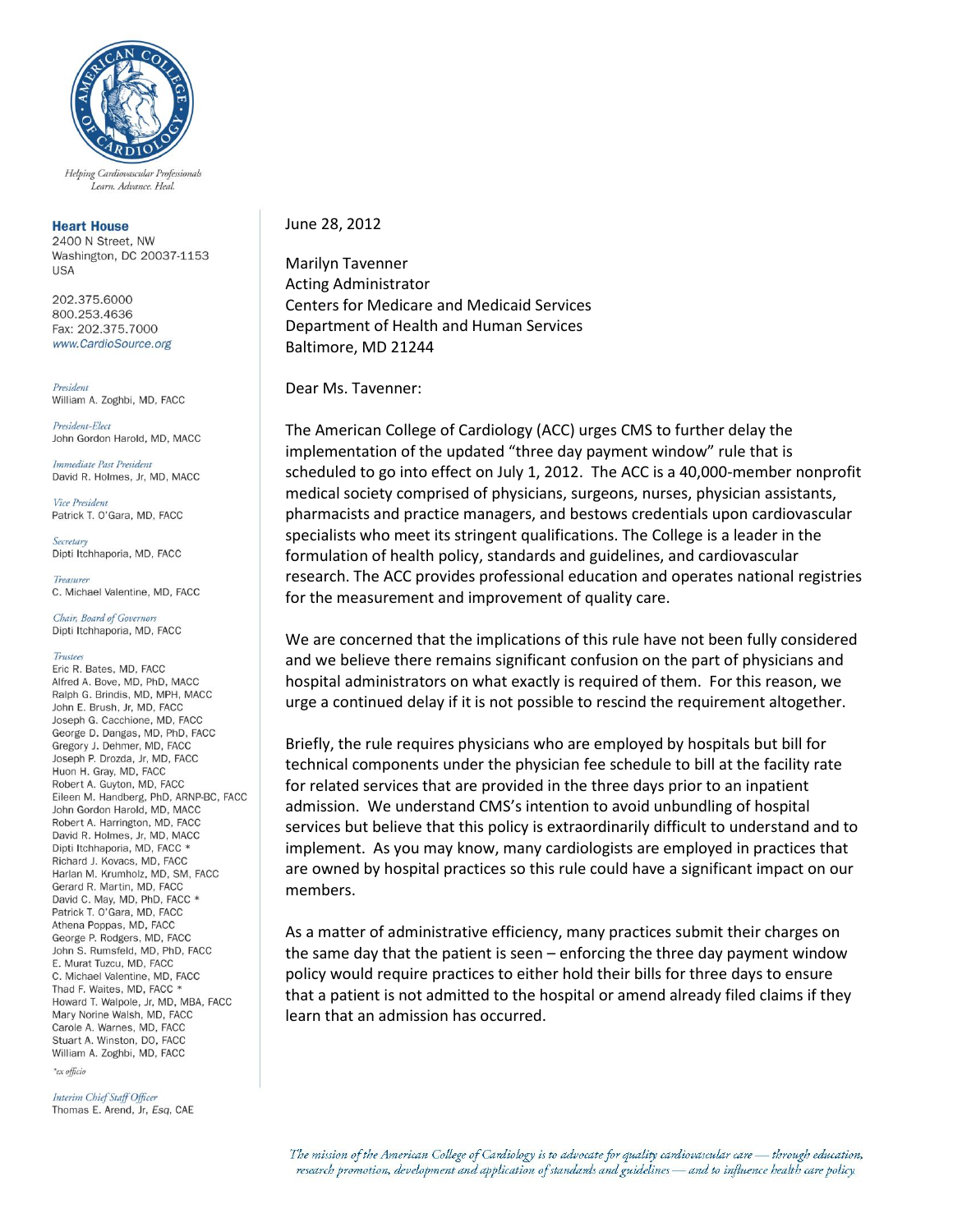Helping Cardiovascular Professionals
Learn. Advance. Heal.

**Heart House**
2400 N Street, NW
Washington, DC 20037-1153
USA

202.375.6000
800.253.4636
Fax: 202.375.7000
www.CardioSource.org

*President*
William A. Zoghbi, MD, FACC

*President-Elect*
John Gordon Harold, MD, MACC

*Immediate Past President*
David R. Holmes, Jr, MD, MACC

*Vice President*
Patrick T. O'Gara, MD, FACC

*Secretary*
Dipti Itchhaporia, MD, FACC

*Treasurer*
C. Michael Valentine, MD, FACC

*Chair, Board of Governors*
Dipti Itchhaporia, MD, FACC

*Trustees*
Eric R. Bates, MD, FACC
Alfred A. Bove, MD, PhD, MACC
Ralph G. Brindis, MD, MPH, MACC
John E. Brush, Jr, MD, FACC
Joseph G. Cacchione, MD, FACC
George D. Dangas, MD, PhD, FACC
Gregory J. Dehmer, MD, FACC
Joseph P. Drozda, Jr, MD, FACC
Huon H. Gray, MD, FACC
Robert A. Guyton, MD, FACC
Eileen M. Handberg, PhD, ARNP-BC, FACC
John Gordon Harold, MD, MACC
Robert A. Harrington, MD, FACC
David R. Holmes, Jr, MD, MACC
Dipti Itchhaporia, MD, FACC *
Richard J. Kovacs, MD, FACC
Harlan M. Krumholz, MD, SM, FACC
Gerard R. Martin, MD, FACC
David C. May, MD, PhD, FACC *
Patrick T. O'Gara, MD, FACC
Athena Poppas, MD, FACC
George P. Rodgers, MD, FACC
John S. Rumsfeld, MD, PhD, FACC
E. Murat Tuzcu, MD, FACC
C. Michael Valentine, MD, FACC
Thad F. Waites, MD, FACC *
Howard T. Walpole, Jr, MD, MBA, FACC
Mary Norine Walsh, MD, FACC
Carole A. Warnes, MD, FACC
Stuart A. Winston, DO, FACC
William A. Zoghbi, MD, FACC

*ex officio

*Interim Chief Staff Officer*
Thomas E. Arend, Jr, Esq, CAE

June 28, 2012

Marilyn Tavenner
Acting Administrator
Centers for Medicare and Medicaid Services
Department of Health and Human Services
Baltimore, MD 21244

Dear Ms. Tavenner:

The American College of Cardiology (ACC) urges CMS to further delay the implementation of the updated "three day payment window" rule that is scheduled to go into effect on July 1, 2012. The ACC is a 40,000-member nonprofit medical society comprised of physicians, surgeons, nurses, physician assistants, pharmacists and practice managers, and bestows credentials upon cardiovascular specialists who meet its stringent qualifications. The College is a leader in the formulation of health policy, standards and guidelines, and cardiovascular research. The ACC provides professional education and operates national registries for the measurement and improvement of quality care.

We are concerned that the implications of this rule have not been fully considered and we believe there remains significant confusion on the part of physicians and hospital administrators on what exactly is required of them. For this reason, we urge a continued delay if it is not possible to rescind the requirement altogether.

Briefly, the rule requires physicians who are employed by hospitals but bill for technical components under the physician fee schedule to bill at the facility rate for related services that are provided in the three days prior to an inpatient admission. We understand CMS's intention to avoid unbundling of hospital services but believe that this policy is extraordinarily difficult to understand and to implement. As you may know, many cardiologists are employed in practices that are owned by hospital practices so this rule could have a significant impact on our members.

As a matter of administrative efficiency, many practices submit their charges on the same day that the patient is seen – enforcing the three day payment window policy would require practices to either hold their bills for three days to ensure that a patient is not admitted to the hospital or amend already filed claims if they learn that an admission has occurred.

*The mission of the American College of Cardiology is to advocate for quality cardiovascular care — through education, research promotion, development and application of standards and guidelines — and to influence health care policy.*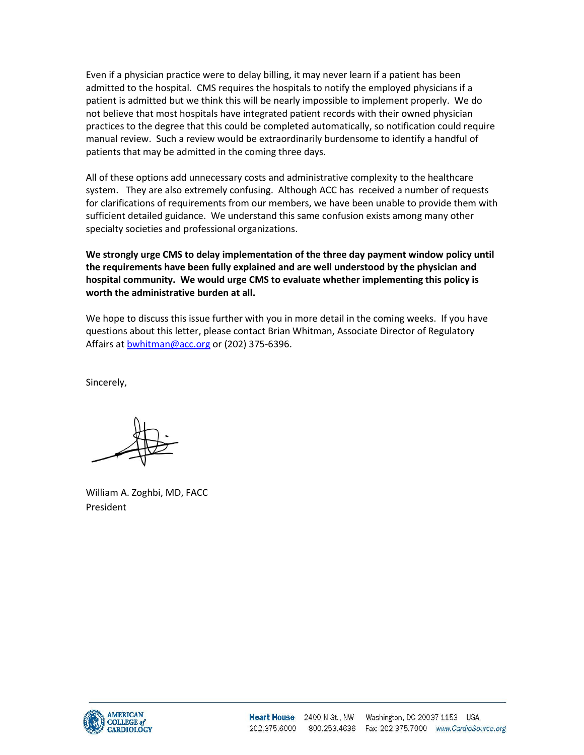Even if a physician practice were to delay billing, it may never learn if a patient has been admitted to the hospital. CMS requires the hospitals to notify the employed physicians if a patient is admitted but we think this will be nearly impossible to implement properly. We do not believe that most hospitals have integrated patient records with their owned physician practices to the degree that this could be completed automatically, so notification could require manual review. Such a review would be extraordinarily burdensome to identify a handful of patients that may be admitted in the coming three days.

All of these options add unnecessary costs and administrative complexity to the healthcare system. They are also extremely confusing. Although ACC has received a number of requests for clarifications of requirements from our members, we have been unable to provide them with sufficient detailed guidance. We understand this same confusion exists among many other specialty societies and professional organizations.

**We strongly urge CMS to delay implementation of the three day payment window policy until the requirements have been fully explained and are well understood by the physician and hospital community. We would urge CMS to evaluate whether implementing this policy is worth the administrative burden at all.**

We hope to discuss this issue further with you in more detail in the coming weeks. If you have questions about this letter, please contact Brian Whitman, Associate Director of Regulatory Affairs at bwhitman@acc.org or (202) 375-6396.

Sincerely,

William A. Zoghbi, MD, FACC
President

AMERICAN COLLEGE of CARDIOLOGY

Heart House 2400 N St., NW Washington, DC 20037-1153 USA
202.375.6000 800.253.4636 Fax: 202.375.7000 www.CardioSource.org